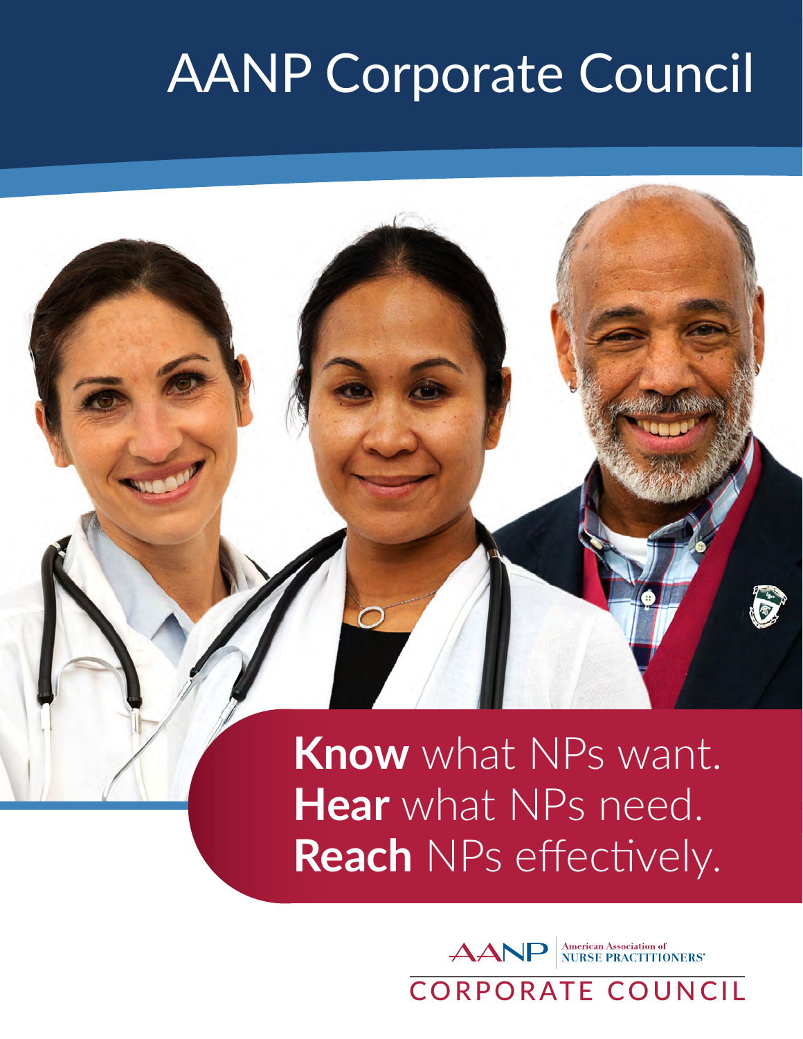# AANP Corporate Council

**Know** what NPs want.
**Hear** what NPs need.
**Reach** NPs effectively.

AANP | American Association of NURSE PRACTITIONERS®

CORPORATE COUNCIL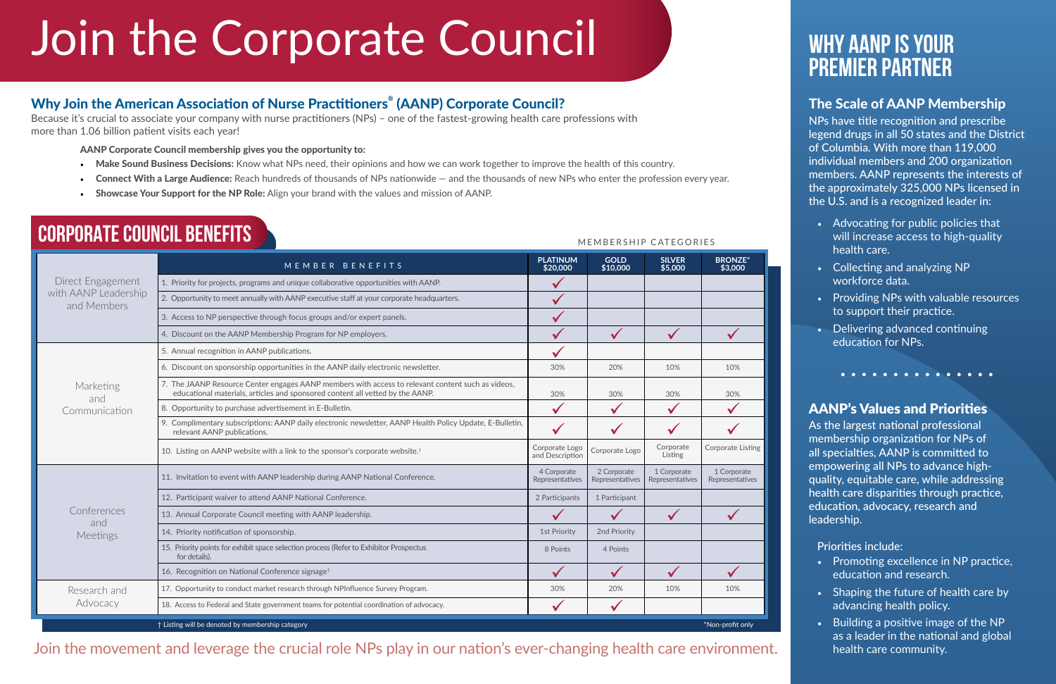# Join the Corporate Council

### Why Join the American Association of Nurse Practitioners® (AANP) Corporate Council?

Because it's crucial to associate your company with nurse practitioners (NPs) – one of the fastest-growing health care professions with more than 1.06 billion patient visits each year!

**AANP Corporate Council membership gives you the opportunity to:**

- **Make Sound Business Decisions:** Know what NPs need, their opinions and how we can work together to improve the health of this country.
- **Connect With a Large Audience:** Reach hundreds of thousands of NPs nationwide — and the thousands of new NPs who enter the profession every year.
- **Showcase Your Support for the NP Role:** Align your brand with the values and mission of AANP.

## CORPORATE COUNCIL BENEFITS

MEMBERSHIP CATEGORIES

| | MEMBER BENEFITS | PLATINUM $20,000 | GOLD $10,000 | SILVER $5,000 | BRONZE* $3,000 |
|---|---|---|---|---|---|
| Direct Engagement with AANP Leadership and Members | 1. Priority for projects, programs and unique collaborative opportunities with AANP. | ✓ | | | |
| | 2. Opportunity to meet annually with AANP executive staff at your corporate headquarters. | ✓ | | | |
| | 3. Access to NP perspective through focus groups and/or expert panels. | ✓ | | | |
| | 4. Discount on the AANP Membership Program for NP employers. | ✓ | ✓ | ✓ | ✓ |
| Marketing and Communication | 5. Annual recognition in AANP publications. | ✓ | | | |
| | 6. Discount on sponsorship opportunities in the AANP daily electronic newsletter. | 30% | 20% | 10% | 10% |
| | 7. The JAANP Resource Center engages AANP members with access to relevant content such as videos, educational materials, articles and sponsored content all vetted by the AANP. | 30% | 30% | 30% | 30% |
| | 8. Opportunity to purchase advertisement in E-Bulletin. | ✓ | ✓ | ✓ | ✓ |
| | 9. Complimentary subscriptions: AANP daily electronic newsletter, AANP Health Policy Update, E-Bulletin, relevant AANP publications. | ✓ | ✓ | ✓ | ✓ |
| | 10. Listing on AANP website with a link to the sponsor's corporate website.† | Corporate Logo and Description | Corporate Logo | Corporate Listing | Corporate Listing |
| Conferences and Meetings | 11. Invitation to event with AANP leadership during AANP National Conference. | 4 Corporate Representatives | 2 Corporate Representatives | 1 Corporate Representatives | 1 Corporate Representatives |
| | 12. Participant waiver to attend AANP National Conference. | 2 Participants | 1 Participant | | |
| | 13. Annual Corporate Council meeting with AANP leadership. | ✓ | ✓ | ✓ | ✓ |
| | 14. Priority notification of sponsorship. | 1st Priority | 2nd Priority | | |
| | 15. Priority points for exhibit space selection process (Refer to Exhibitor Prospectus for details). | 8 Points | 4 Points | | |
| | 16. Recognition on National Conference signage† | ✓ | ✓ | ✓ | ✓ |
| Research and Advocacy | 17. Opportunity to conduct market research through NPInfluence Survey Program. | 30% | 20% | 10% | 10% |
| | 18. Access to Federal and State government teams for potential coordination of advocacy. | ✓ | ✓ | | |

† Listing will be denoted by membership category

*Non-profit only

Join the movement and leverage the crucial role NPs play in our nation's ever-changing health care environment.

## WHY AANP IS YOUR PREMIER PARTNER

### The Scale of AANP Membership

NPs have title recognition and prescribe legend drugs in all 50 states and the District of Columbia. With more than 119,000 individual members and 200 organization members. AANP represents the interests of the approximately 325,000 NPs licensed in the U.S. and is a recognized leader in:

- Advocating for public policies that will increase access to high-quality health care.
- Collecting and analyzing NP workforce data.
- Providing NPs with valuable resources to support their practice.
- Delivering advanced continuing education for NPs.

### AANP's Values and Priorities

As the largest national professional membership organization for NPs of all specialties, AANP is committed to empowering all NPs to advance high-quality, equitable care, while addressing health care disparities through practice, education, advocacy, research and leadership.

Priorities include:

- Promoting excellence in NP practice, education and research.
- Shaping the future of health care by advancing health policy.
- Building a positive image of the NP as a leader in the national and global health care community.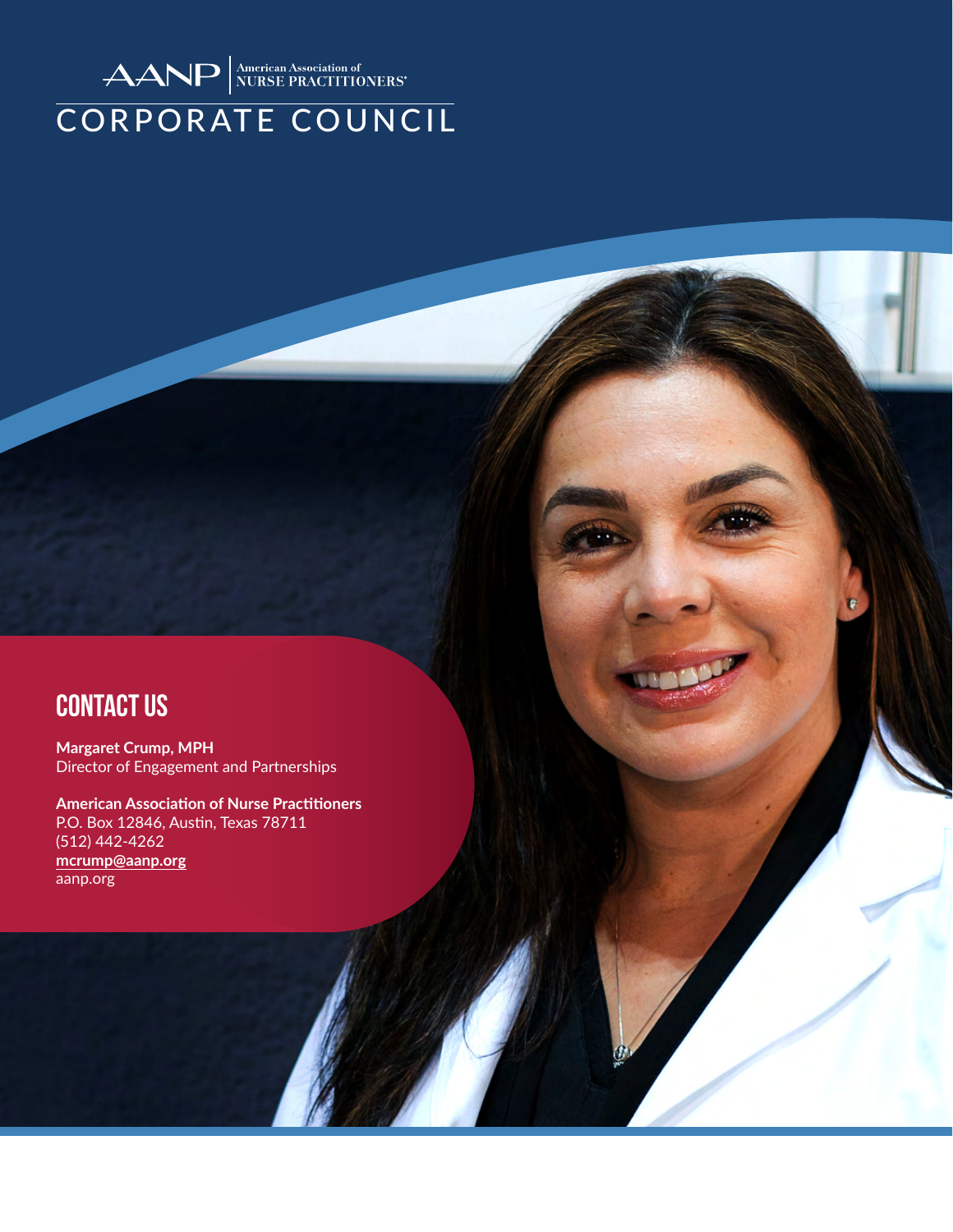AANP | American Association of NURSE PRACTITIONERS®

# CORPORATE COUNCIL

## CONTACT US

**Margaret Crump, MPH**
Director of Engagement and Partnerships

**American Association of Nurse Practitioners**
P.O. Box 12846, Austin, Texas 78711
(512) 442-4262
**mcrump@aanp.org**
aanp.org